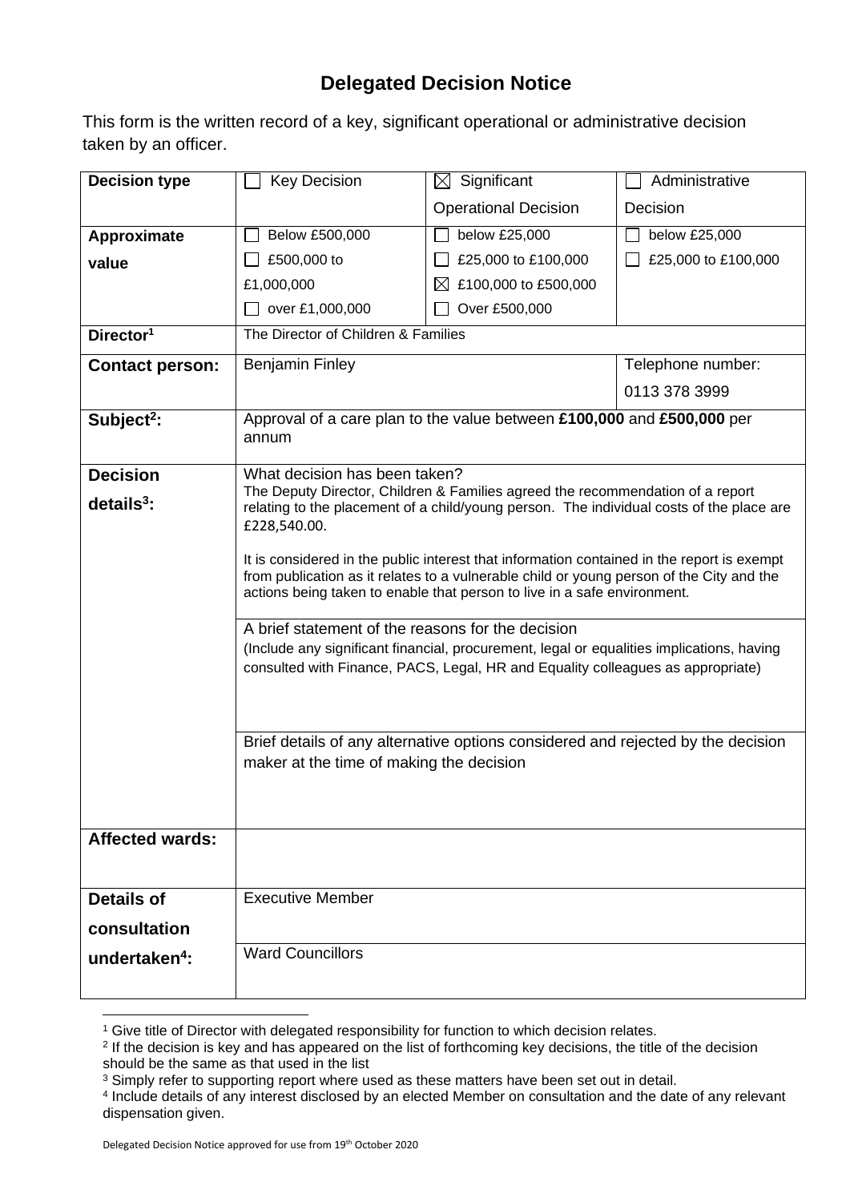# Delegated Decision Notice

This form is the written record of a key, significant operational or administrative decision taken by an officer.

| **Decision type** | ☐ Key Decision | ☒ Significant Operational Decision | ☐ Administrative Decision |
|---|---|---|---|
| **Approximate value** | ☐ Below £500,000<br>☐ £500,000 to £1,000,000<br>☐ over £1,000,000 | ☐ below £25,000<br>☐ £25,000 to £100,000<br>☒ £100,000 to £500,000<br>☐ Over £500,000 | ☐ below £25,000<br>☐ £25,000 to £100,000 |
| **Director[1]** | The Director of Children & Families | | |
| **Contact person:** | Benjamin Finley | | Telephone number:<br>0113 378 3999 |
| **Subject[2]:** | Approval of a care plan to the value between **£100,000** and **£500,000** per annum | | |
| **Decision details[3]:** | What decision has been taken?<br>The Deputy Director, Children & Families agreed the recommendation of a report relating to the placement of a child/young person. The individual costs of the place are £228,540.00.<br><br>It is considered in the public interest that information contained in the report is exempt from publication as it relates to a vulnerable child or young person of the City and the actions being taken to enable that person to live in a safe environment. | | |
| | A brief statement of the reasons for the decision<br>(Include any significant financial, procurement, legal or equalities implications, having consulted with Finance, PACS, Legal, HR and Equality colleagues as appropriate) | | |
| | Brief details of any alternative options considered and rejected by the decision maker at the time of making the decision | | |
| **Affected wards:** | | | |
| **Details of consultation undertaken[4]:** | Executive Member | | |
| | Ward Councillors | | |

[1] Give title of Director with delegated responsibility for function to which decision relates.
[2] If the decision is key and has appeared on the list of forthcoming key decisions, the title of the decision should be the same as that used in the list
[3] Simply refer to supporting report where used as these matters have been set out in detail.
[4] Include details of any interest disclosed by an elected Member on consultation and the date of any relevant dispensation given.

Delegated Decision Notice approved for use from 19th October 2020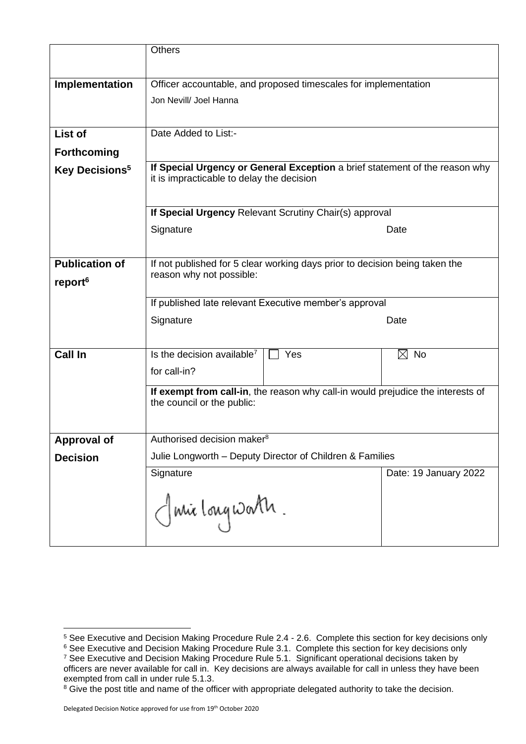| | | | |
|---|---|---|---|
| | Others | | |
| **Implementation** | Officer accountable, and proposed timescales for implementation<br>Jon Nevill/ Joel Hanna | | |
| **List of Forthcoming Key Decisions**[5] | Date Added to List:- | | |
| | **If Special Urgency or General Exception** a brief statement of the reason why it is impracticable to delay the decision | | |
| | **If Special Urgency** Relevant Scrutiny Chair(s) approval<br>Signature | | Date |
| **Publication of report**[6] | If not published for 5 clear working days prior to decision being taken the reason why not possible: | | |
| | If published late relevant Executive member's approval<br>Signature | | Date |
| **Call In** | Is the decision available[7] for call-in? | ☐ Yes | ☒ No |
| | **If exempt from call-in**, the reason why call-in would prejudice the interests of the council or the public: | | |
| **Approval of Decision** | Authorised decision maker[8]<br>Julie Longworth – Deputy Director of Children & Families | | |
| | Signature<br>Julie Longworth. | | Date: 19 January 2022 |

[5] See Executive and Decision Making Procedure Rule 2.4 - 2.6. Complete this section for key decisions only

[6] See Executive and Decision Making Procedure Rule 3.1. Complete this section for key decisions only

[7] See Executive and Decision Making Procedure Rule 5.1. Significant operational decisions taken by officers are never available for call in. Key decisions are always available for call in unless they have been exempted from call in under rule 5.1.3.

[8] Give the post title and name of the officer with appropriate delegated authority to take the decision.

Delegated Decision Notice approved for use from 19th October 2020